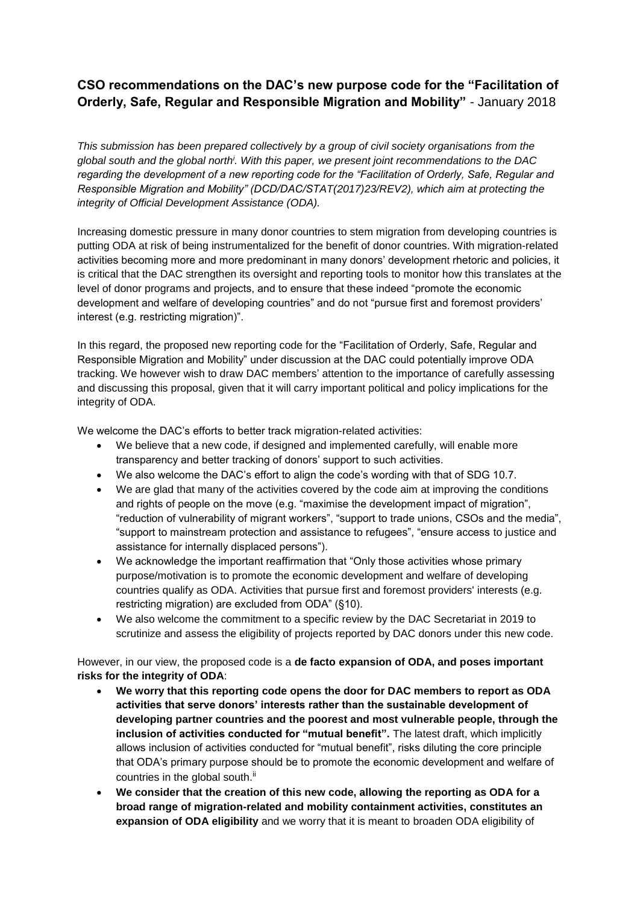## CSO recommendations on the DAC's new purpose code for the "Facilitation of Orderly, Safe, Regular and Responsible Migration and Mobility" - January 2018

*This submission has been prepared collectively by a group of civil society organisations from the global south and the global north[i]. With this paper, we present joint recommendations to the DAC regarding the development of a new reporting code for the "Facilitation of Orderly, Safe, Regular and Responsible Migration and Mobility" (DCD/DAC/STAT(2017)23/REV2), which aim at protecting the integrity of Official Development Assistance (ODA).*

Increasing domestic pressure in many donor countries to stem migration from developing countries is putting ODA at risk of being instrumentalized for the benefit of donor countries. With migration-related activities becoming more and more predominant in many donors' development rhetoric and policies, it is critical that the DAC strengthen its oversight and reporting tools to monitor how this translates at the level of donor programs and projects, and to ensure that these indeed "promote the economic development and welfare of developing countries" and do not "pursue first and foremost providers' interest (e.g. restricting migration)".

In this regard, the proposed new reporting code for the "Facilitation of Orderly, Safe, Regular and Responsible Migration and Mobility" under discussion at the DAC could potentially improve ODA tracking. We however wish to draw DAC members' attention to the importance of carefully assessing and discussing this proposal, given that it will carry important political and policy implications for the integrity of ODA.

We welcome the DAC's efforts to better track migration-related activities:

- We believe that a new code, if designed and implemented carefully, will enable more transparency and better tracking of donors' support to such activities.
- We also welcome the DAC's effort to align the code's wording with that of SDG 10.7.
- We are glad that many of the activities covered by the code aim at improving the conditions and rights of people on the move (e.g. "maximise the development impact of migration", "reduction of vulnerability of migrant workers", "support to trade unions, CSOs and the media", "support to mainstream protection and assistance to refugees", "ensure access to justice and assistance for internally displaced persons").
- We acknowledge the important reaffirmation that "Only those activities whose primary purpose/motivation is to promote the economic development and welfare of developing countries qualify as ODA. Activities that pursue first and foremost providers' interests (e.g. restricting migration) are excluded from ODA" (§10).
- We also welcome the commitment to a specific review by the DAC Secretariat in 2019 to scrutinize and assess the eligibility of projects reported by DAC donors under this new code.

However, in our view, the proposed code is a **de facto expansion of ODA, and poses important risks for the integrity of ODA**:

- **We worry that this reporting code opens the door for DAC members to report as ODA activities that serve donors' interests rather than the sustainable development of developing partner countries and the poorest and most vulnerable people, through the inclusion of activities conducted for "mutual benefit".** The latest draft, which implicitly allows inclusion of activities conducted for "mutual benefit", risks diluting the core principle that ODA's primary purpose should be to promote the economic development and welfare of countries in the global south.[ii]
- **We consider that the creation of this new code, allowing the reporting as ODA for a broad range of migration-related and mobility containment activities, constitutes an expansion of ODA eligibility** and we worry that it is meant to broaden ODA eligibility of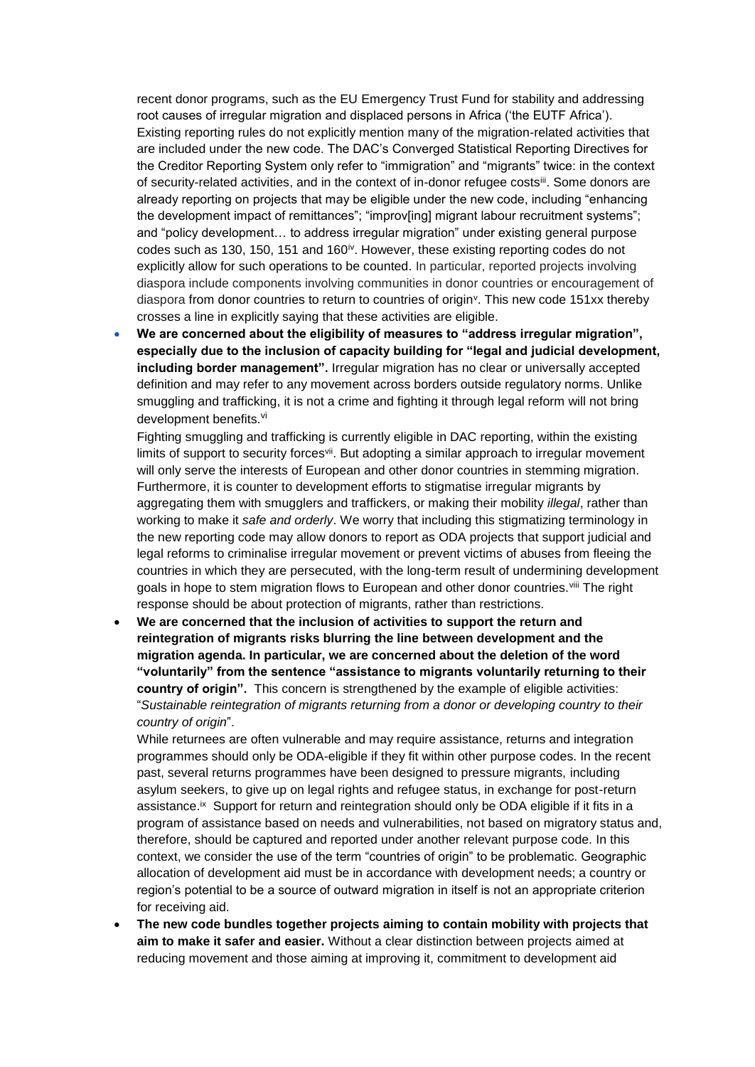recent donor programs, such as the EU Emergency Trust Fund for stability and addressing root causes of irregular migration and displaced persons in Africa ('the EUTF Africa'). Existing reporting rules do not explicitly mention many of the migration-related activities that are included under the new code. The DAC's Converged Statistical Reporting Directives for the Creditor Reporting System only refer to "immigration" and "migrants" twice: in the context of security-related activities, and in the context of in-donor refugee costs[iii]. Some donors are already reporting on projects that may be eligible under the new code, including "enhancing the development impact of remittances"; "improv[ing] migrant labour recruitment systems"; and "policy development… to address irregular migration" under existing general purpose codes such as 130, 150, 151 and 160[iv]. However, these existing reporting codes do not explicitly allow for such operations to be counted. In particular, reported projects involving diaspora include components involving communities in donor countries or encouragement of diaspora from donor countries to return to countries of origin[v]. This new code 151xx thereby crosses a line in explicitly saying that these activities are eligible.

- **We are concerned about the eligibility of measures to "address irregular migration", especially due to the inclusion of capacity building for "legal and judicial development, including border management".** Irregular migration has no clear or universally accepted definition and may refer to any movement across borders outside regulatory norms. Unlike smuggling and trafficking, it is not a crime and fighting it through legal reform will not bring development benefits.[vi]

  Fighting smuggling and trafficking is currently eligible in DAC reporting, within the existing limits of support to security forces[vii]. But adopting a similar approach to irregular movement will only serve the interests of European and other donor countries in stemming migration. Furthermore, it is counter to development efforts to stigmatise irregular migrants by aggregating them with smugglers and traffickers, or making their mobility *illegal*, rather than working to make it *safe and orderly*. We worry that including this stigmatizing terminology in the new reporting code may allow donors to report as ODA projects that support judicial and legal reforms to criminalise irregular movement or prevent victims of abuses from fleeing the countries in which they are persecuted, with the long-term result of undermining development goals in hope to stem migration flows to European and other donor countries.[viii] The right response should be about protection of migrants, rather than restrictions.

- **We are concerned that the inclusion of activities to support the return and reintegration of migrants risks blurring the line between development and the migration agenda. In particular, we are concerned about the deletion of the word "voluntarily" from the sentence "assistance to migrants voluntarily returning to their country of origin".** This concern is strengthened by the example of eligible activities: "*Sustainable reintegration of migrants returning from a donor or developing country to their country of origin*".

  While returnees are often vulnerable and may require assistance, returns and integration programmes should only be ODA-eligible if they fit within other purpose codes. In the recent past, several returns programmes have been designed to pressure migrants, including asylum seekers, to give up on legal rights and refugee status, in exchange for post-return assistance.[ix] Support for return and reintegration should only be ODA eligible if it fits in a program of assistance based on needs and vulnerabilities, not based on migratory status and, therefore, should be captured and reported under another relevant purpose code. In this context, we consider the use of the term "countries of origin" to be problematic. Geographic allocation of development aid must be in accordance with development needs; a country or region's potential to be a source of outward migration in itself is not an appropriate criterion for receiving aid.

- **The new code bundles together projects aiming to contain mobility with projects that aim to make it safer and easier.** Without a clear distinction between projects aimed at reducing movement and those aiming at improving it, commitment to development aid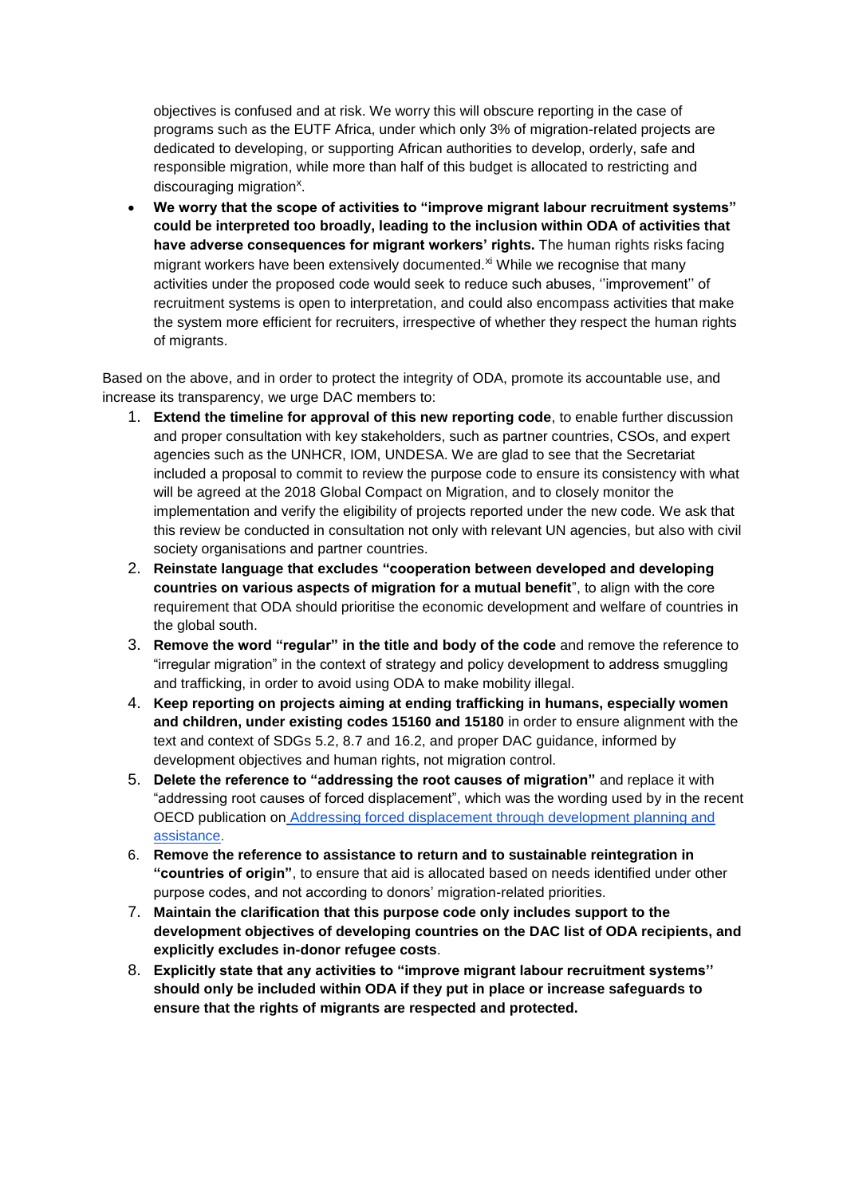objectives is confused and at risk. We worry this will obscure reporting in the case of programs such as the EUTF Africa, under which only 3% of migration-related projects are dedicated to developing, or supporting African authorities to develop, orderly, safe and responsible migration, while more than half of this budget is allocated to restricting and discouraging migration[x].

- **We worry that the scope of activities to "improve migrant labour recruitment systems" could be interpreted too broadly, leading to the inclusion within ODA of activities that have adverse consequences for migrant workers' rights.** The human rights risks facing migrant workers have been extensively documented.[xi] While we recognise that many activities under the proposed code would seek to reduce such abuses, ''improvement'' of recruitment systems is open to interpretation, and could also encompass activities that make the system more efficient for recruiters, irrespective of whether they respect the human rights of migrants.

Based on the above, and in order to protect the integrity of ODA, promote its accountable use, and increase its transparency, we urge DAC members to:

1. **Extend the timeline for approval of this new reporting code**, to enable further discussion and proper consultation with key stakeholders, such as partner countries, CSOs, and expert agencies such as the UNHCR, IOM, UNDESA. We are glad to see that the Secretariat included a proposal to commit to review the purpose code to ensure its consistency with what will be agreed at the 2018 Global Compact on Migration, and to closely monitor the implementation and verify the eligibility of projects reported under the new code. We ask that this review be conducted in consultation not only with relevant UN agencies, but also with civil society organisations and partner countries.
2. **Reinstate language that excludes "cooperation between developed and developing countries on various aspects of migration for a mutual benefit**", to align with the core requirement that ODA should prioritise the economic development and welfare of countries in the global south.
3. **Remove the word "regular" in the title and body of the code** and remove the reference to "irregular migration" in the context of strategy and policy development to address smuggling and trafficking, in order to avoid using ODA to make mobility illegal.
4. **Keep reporting on projects aiming at ending trafficking in humans, especially women and children, under existing codes 15160 and 15180** in order to ensure alignment with the text and context of SDGs 5.2, 8.7 and 16.2, and proper DAC guidance, informed by development objectives and human rights, not migration control.
5. **Delete the reference to "addressing the root causes of migration"** and replace it with "addressing root causes of forced displacement", which was the wording used by in the recent OECD publication on Addressing forced displacement through development planning and assistance.
6. **Remove the reference to assistance to return and to sustainable reintegration in "countries of origin"**, to ensure that aid is allocated based on needs identified under other purpose codes, and not according to donors' migration-related priorities.
7. **Maintain the clarification that this purpose code only includes support to the development objectives of developing countries on the DAC list of ODA recipients, and explicitly excludes in-donor refugee costs**.
8. **Explicitly state that any activities to "improve migrant labour recruitment systems'' should only be included within ODA if they put in place or increase safeguards to ensure that the rights of migrants are respected and protected.**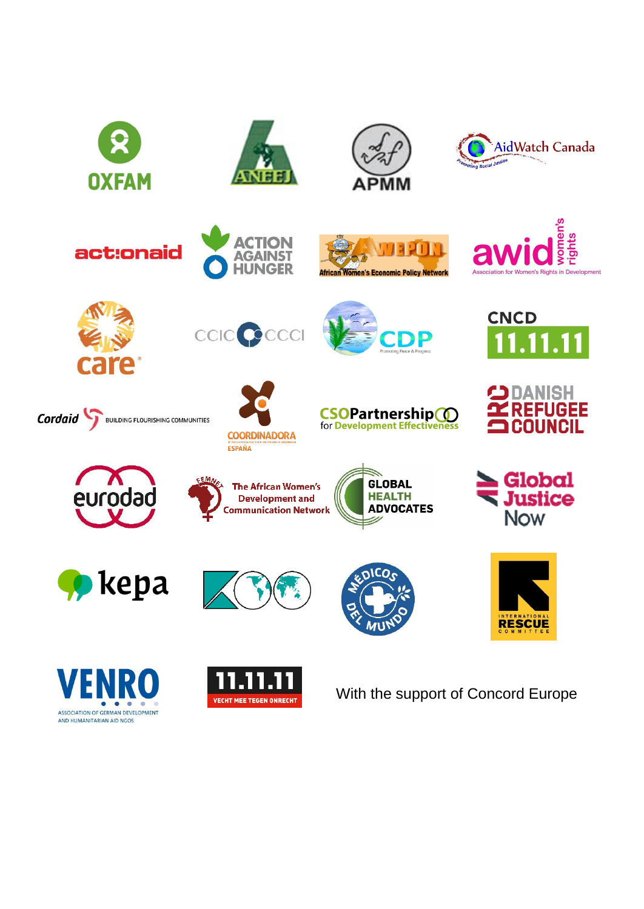OXFAM

ANEEJ

APMM

AidWatch Canada
Promoting Social Justice

act:onaid

ACTION AGAINST HUNGER

AWEPON
African Women's Economic Policy Network

awid women's rights
Association for Women's Rights in Development

care

CCIC CCCI

CDP
Promoting Peace & Progress

CNCD 11.11.11

Cordaid BUILDING FLOURISHING COMMUNITIES

COORDINADORA
ESPAÑA

CSOPartnership for Development Effectiveness

DANISH REFUGEE COUNCIL

eurodad

FEMNET
The African Women's Development and Communication Network

GLOBAL HEALTH ADVOCATES

Global Justice Now

kepa

MÉDICOS DEL MUNDO

INTERNATIONAL RESCUE COMMITTEE

VENRO
ASSOCIATION OF GERMAN DEVELOPMENT AND HUMANITARIAN AID NGOS

11.11.11
VECHT MEE TEGEN ONRECHT

With the support of Concord Europe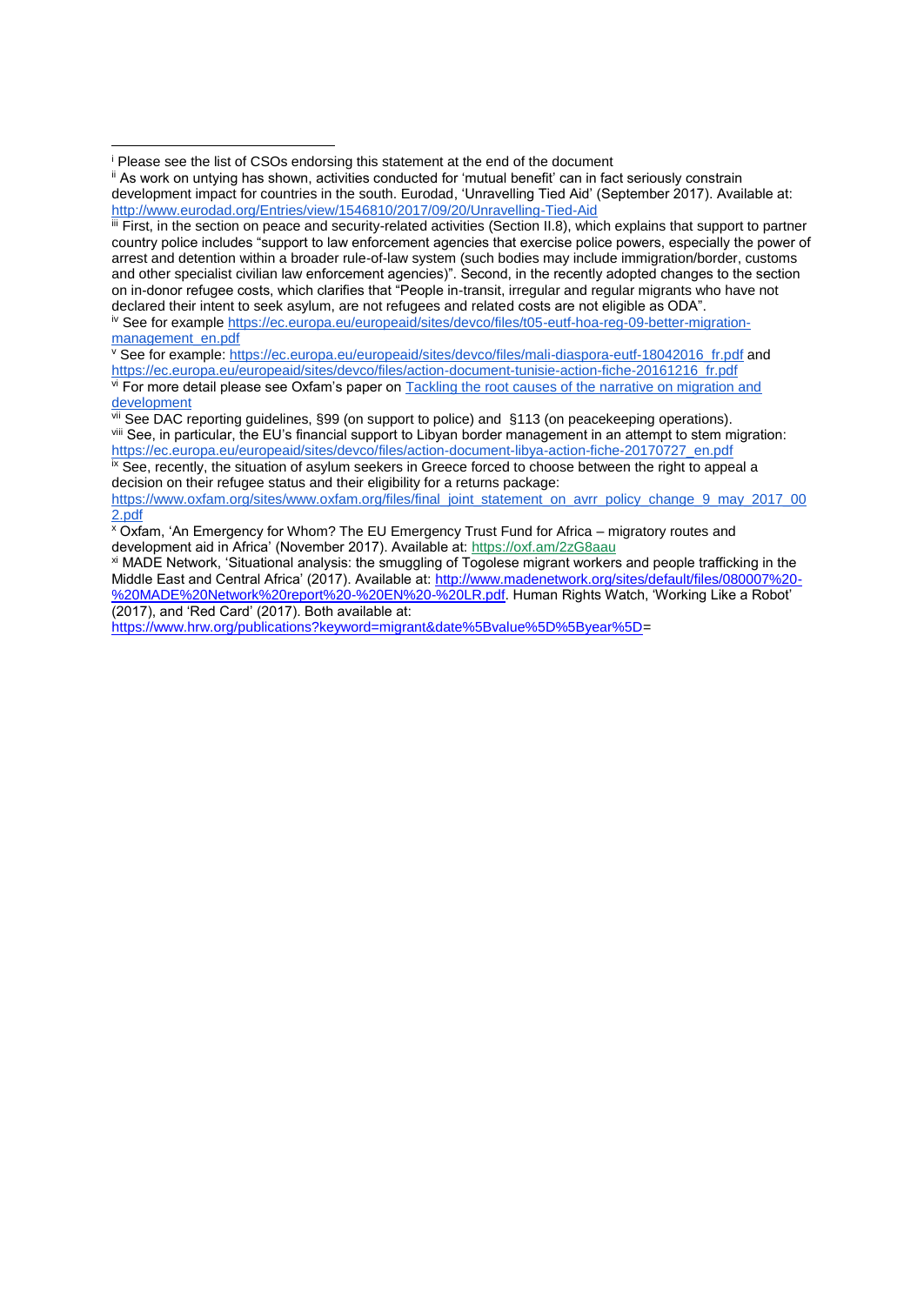[i] Please see the list of CSOs endorsing this statement at the end of the document

[ii] As work on untying has shown, activities conducted for 'mutual benefit' can in fact seriously constrain development impact for countries in the south. Eurodad, 'Unravelling Tied Aid' (September 2017). Available at: http://www.eurodad.org/Entries/view/1546810/2017/09/20/Unravelling-Tied-Aid

[iii] First, in the section on peace and security-related activities (Section II.8), which explains that support to partner country police includes "support to law enforcement agencies that exercise police powers, especially the power of arrest and detention within a broader rule-of-law system (such bodies may include immigration/border, customs and other specialist civilian law enforcement agencies)". Second, in the recently adopted changes to the section on in-donor refugee costs, which clarifies that "People in-transit, irregular and regular migrants who have not declared their intent to seek asylum, are not refugees and related costs are not eligible as ODA".

[iv] See for example https://ec.europa.eu/europeaid/sites/devco/files/t05-eutf-hoa-reg-09-better-migration-management_en.pdf

[v] See for example: https://ec.europa.eu/europeaid/sites/devco/files/mali-diaspora-eutf-18042016_fr.pdf and https://ec.europa.eu/europeaid/sites/devco/files/action-document-tunisie-action-fiche-20161216_fr.pdf

[vi] For more detail please see Oxfam's paper on Tackling the root causes of the narrative on migration and development

[vii] See DAC reporting guidelines, §99 (on support to police) and §113 (on peacekeeping operations).

[viii] See, in particular, the EU's financial support to Libyan border management in an attempt to stem migration: https://ec.europa.eu/europeaid/sites/devco/files/action-document-libya-action-fiche-20170727_en.pdf

[ix] See, recently, the situation of asylum seekers in Greece forced to choose between the right to appeal a decision on their refugee status and their eligibility for a returns package: https://www.oxfam.org/sites/www.oxfam.org/files/final_joint_statement_on_avrr_policy_change_9_may_2017_002.pdf

[x] Oxfam, 'An Emergency for Whom? The EU Emergency Trust Fund for Africa – migratory routes and development aid in Africa' (November 2017). Available at: https://oxf.am/2zG8aau

[xi] MADE Network, 'Situational analysis: the smuggling of Togolese migrant workers and people trafficking in the Middle East and Central Africa' (2017). Available at: http://www.madenetwork.org/sites/default/files/080007%20-%20MADE%20Network%20report%20-%20EN%20-%20LR.pdf. Human Rights Watch, 'Working Like a Robot' (2017), and 'Red Card' (2017). Both available at: https://www.hrw.org/publications?keyword=migrant&date%5Bvalue%5D%5Byear%5D=